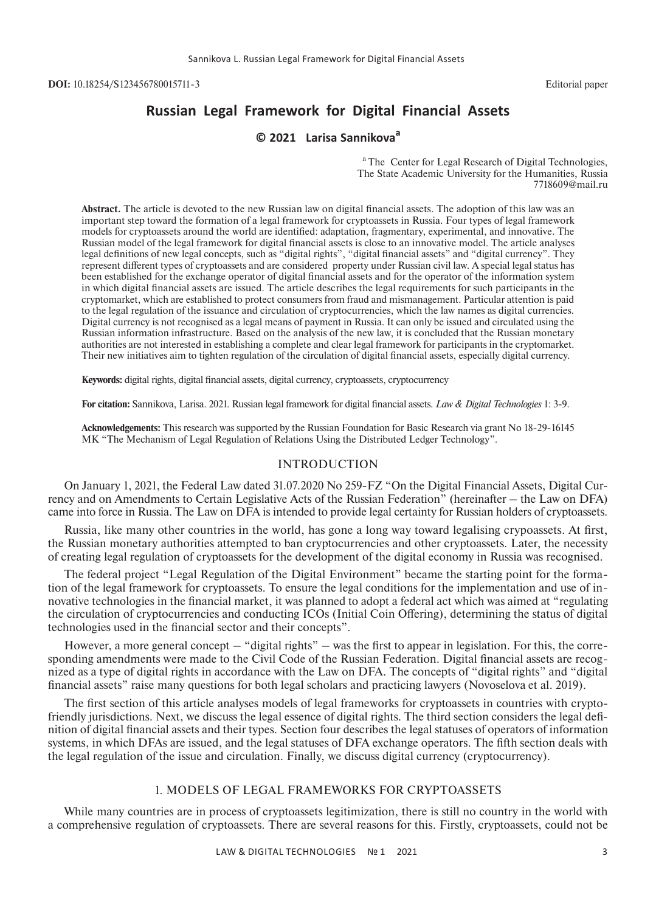**DOI:** 10.18254/S123456780015711-3 Editorial paper

# Russian Legal Framework for Digital Financial Assets

**© 2021 Larisa Sannikova[a]**

[a] The Center for Legal Research of Digital Technologies,
The State Academic University for the Humanities, Russia
7718609@mail.ru

**Abstract.** The article is devoted to the new Russian law on digital financial assets. The adoption of this law was an important step toward the formation of a legal framework for cryptoassets in Russia. Four types of legal framework models for cryptoassets around the world are identified: adaptation, fragmentary, experimental, and innovative. The Russian model of the legal framework for digital financial assets is close to an innovative model. The article analyses legal definitions of new legal concepts, such as "digital rights", "digital financial assets" and "digital currency". They represent different types of cryptoassets and are considered property under Russian civil law. A special legal status has been established for the exchange operator of digital financial assets and for the operator of the information system in which digital financial assets are issued. The article describes the legal requirements for such participants in the cryptomarket, which are established to protect consumers from fraud and mismanagement. Particular attention is paid to the legal regulation of the issuance and circulation of cryptocurrencies, which the law names as digital currencies. Digital currency is not recognised as a legal means of payment in Russia. It can only be issued and circulated using the Russian information infrastructure. Based on the analysis of the new law, it is concluded that the Russian monetary authorities are not interested in establishing a complete and clear legal framework for participants in the cryptomarket. Their new initiatives aim to tighten regulation of the circulation of digital financial assets, especially digital currency.

**Keywords:** digital rights, digital financial assets, digital currency, cryptoassets, cryptocurrency

**For citation:** Sannikova, Larisa. 2021. Russian legal framework for digital financial assets. *Law & Digital Technologies* 1: 3-9.

**Acknowledgements:** This research was supported by the Russian Foundation for Basic Research via grant No 18-29-16145 MK "The Mechanism of Legal Regulation of Relations Using the Distributed Ledger Technology".

## INTRODUCTION

On January 1, 2021, the Federal Law dated 31.07.2020 No 259-FZ "On the Digital Financial Assets, Digital Currency and on Amendments to Certain Legislative Acts of the Russian Federation" (hereinafter – the Law on DFA) came into force in Russia. The Law on DFA is intended to provide legal certainty for Russian holders of cryptoassets.

Russia, like many other countries in the world, has gone a long way toward legalising crypoassets. At first, the Russian monetary authorities attempted to ban cryptocurrencies and other cryptoassets. Later, the necessity of creating legal regulation of cryptoassets for the development of the digital economy in Russia was recognised.

The federal project "Legal Regulation of the Digital Environment" became the starting point for the formation of the legal framework for cryptoassets. To ensure the legal conditions for the implementation and use of innovative technologies in the financial market, it was planned to adopt a federal act which was aimed at "regulating the circulation of cryptocurrencies and conducting ICOs (Initial Coin Offering), determining the status of digital technologies used in the financial sector and their concepts".

However, a more general concept – "digital rights" – was the first to appear in legislation. For this, the corresponding amendments were made to the Civil Code of the Russian Federation. Digital financial assets are recognized as a type of digital rights in accordance with the Law on DFA. The concepts of "digital rights" and "digital financial assets" raise many questions for both legal scholars and practicing lawyers (Novoselova et al. 2019).

The first section of this article analyses models of legal frameworks for cryptoassets in countries with crypto-friendly jurisdictions. Next, we discuss the legal essence of digital rights. The third section considers the legal definition of digital financial assets and their types. Section four describes the legal statuses of operators of information systems, in which DFAs are issued, and the legal statuses of DFA exchange operators. The fifth section deals with the legal regulation of the issue and circulation. Finally, we discuss digital currency (cryptocurrency).

## 1. MODELS OF LEGAL FRAMEWORKS FOR CRYPTOASSETS

While many countries are in process of cryptoassets legitimization, there is still no country in the world with a comprehensive regulation of cryptoassets. There are several reasons for this. Firstly, cryptoassets, could not be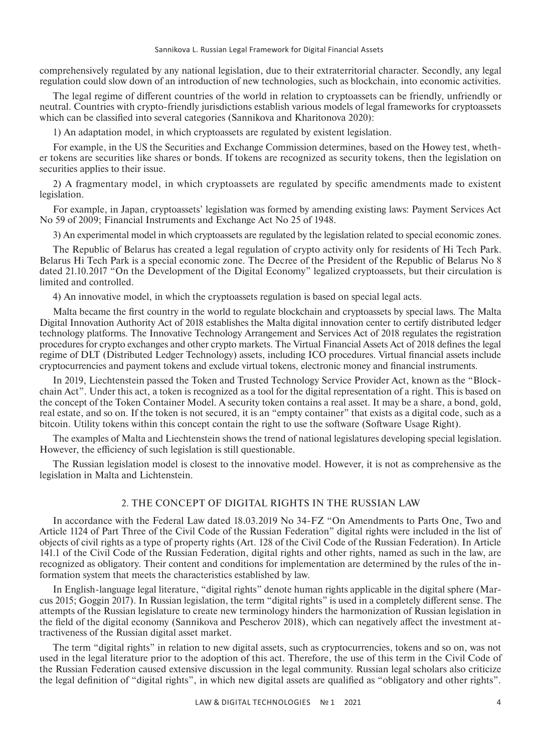comprehensively regulated by any national legislation, due to their extraterritorial character. Secondly, any legal regulation could slow down of an introduction of new technologies, such as blockchain, into economic activities.

The legal regime of different countries of the world in relation to cryptoassets can be friendly, unfriendly or neutral. Countries with crypto-friendly jurisdictions establish various models of legal frameworks for cryptoassets which can be classified into several categories (Sannikova and Kharitonova 2020):

1) An adaptation model, in which cryptoassets are regulated by existent legislation.

For example, in the US the Securities and Exchange Commission determines, based on the Howey test, whether tokens are securities like shares or bonds. If tokens are recognized as security tokens, then the legislation on securities applies to their issue.

2) A fragmentary model, in which cryptoassets are regulated by specific amendments made to existent legislation.

For example, in Japan, cryptoassets' legislation was formed by amending existing laws: Payment Services Act No 59 of 2009; Financial Instruments and Exchange Act No 25 of 1948.

3) An experimental model in which cryptoassets are regulated by the legislation related to special economic zones.

The Republic of Belarus has created a legal regulation of crypto activity only for residents of Hi Tech Park. Belarus Hi Tech Park is a special economic zone. The Decree of the President of the Republic of Belarus No 8 dated 21.10.2017 "On the Development of the Digital Economy" legalized cryptoassets, but their circulation is limited and controlled.

4) An innovative model, in which the cryptoassets regulation is based on special legal acts.

Malta became the first country in the world to regulate blockchain and cryptoassets by special laws. The Malta Digital Innovation Authority Act of 2018 establishes the Malta digital innovation center to certify distributed ledger technology platforms. The Innovative Technology Arrangement and Services Act of 2018 regulates the registration procedures for crypto exchanges and other crypto markets. The Virtual Financial Assets Act of 2018 defines the legal regime of DLT (Distributed Ledger Technology) assets, including ICO procedures. Virtual financial assets include cryptocurrencies and payment tokens and exclude virtual tokens, electronic money and financial instruments.

In 2019, Liechtenstein passed the Token and Trusted Technology Service Provider Act, known as the "Blockchain Act". Under this act, a token is recognized as a tool for the digital representation of a right. This is based on the concept of the Token Container Model. A security token contains a real asset. It may be a share, a bond, gold, real estate, and so on. If the token is not secured, it is an "empty container" that exists as a digital code, such as a bitcoin. Utility tokens within this concept contain the right to use the software (Software Usage Right).

The examples of Malta and Liechtenstein shows the trend of national legislatures developing special legislation. However, the efficiency of such legislation is still questionable.

The Russian legislation model is closest to the innovative model. However, it is not as comprehensive as the legislation in Malta and Lichtenstein.

## 2. THE CONCEPT OF DIGITAL RIGHTS IN THE RUSSIAN LAW

In accordance with the Federal Law dated 18.03.2019 No 34-FZ "On Amendments to Parts One, Two and Article 1124 of Part Three of the Civil Code of the Russian Federation" digital rights were included in the list of objects of civil rights as a type of property rights (Art. 128 of the Civil Code of the Russian Federation). In Article 141.1 of the Civil Code of the Russian Federation, digital rights and other rights, named as such in the law, are recognized as obligatory. Their content and conditions for implementation are determined by the rules of the information system that meets the characteristics established by law.

In English-language legal literature, "digital rights" denote human rights applicable in the digital sphere (Marcus 2015; Goggin 2017). In Russian legislation, the term "digital rights" is used in a completely different sense. The attempts of the Russian legislature to create new terminology hinders the harmonization of Russian legislation in the field of the digital economy (Sannikova and Pescherov 2018), which can negatively affect the investment attractiveness of the Russian digital asset market.

The term "digital rights" in relation to new digital assets, such as cryptocurrencies, tokens and so on, was not used in the legal literature prior to the adoption of this act. Therefore, the use of this term in the Civil Code of the Russian Federation caused extensive discussion in the legal community. Russian legal scholars also criticize the legal definition of "digital rights", in which new digital assets are qualified as "obligatory and other rights".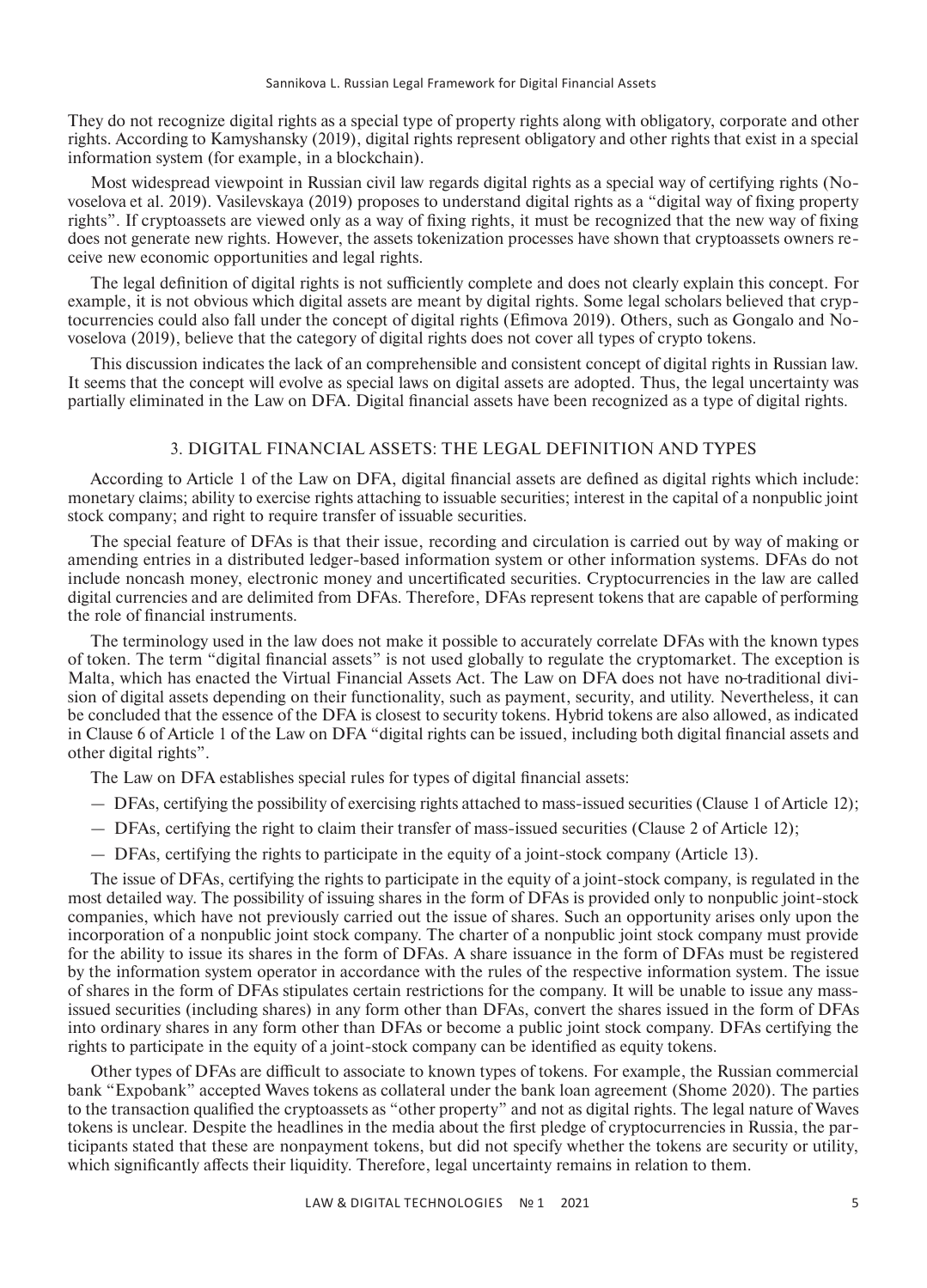They do not recognize digital rights as a special type of property rights along with obligatory, corporate and other rights. According to Kamyshansky (2019), digital rights represent obligatory and other rights that exist in a special information system (for example, in a blockchain).

Most widespread viewpoint in Russian civil law regards digital rights as a special way of certifying rights (Novoselova et al. 2019). Vasilevskaya (2019) proposes to understand digital rights as a "digital way of fixing property rights". If cryptoassets are viewed only as a way of fixing rights, it must be recognized that the new way of fixing does not generate new rights. However, the assets tokenization processes have shown that cryptoassets owners receive new economic opportunities and legal rights.

The legal definition of digital rights is not sufficiently complete and does not clearly explain this concept. For example, it is not obvious which digital assets are meant by digital rights. Some legal scholars believed that cryptocurrencies could also fall under the concept of digital rights (Efimova 2019). Others, such as Gongalo and Novoselova (2019), believe that the category of digital rights does not cover all types of crypto tokens.

This discussion indicates the lack of an comprehensible and consistent concept of digital rights in Russian law. It seems that the concept will evolve as special laws on digital assets are adopted. Thus, the legal uncertainty was partially eliminated in the Law on DFA. Digital financial assets have been recognized as a type of digital rights.

## 3. DIGITAL FINANCIAL ASSETS: THE LEGAL DEFINITION AND TYPES

According to Article 1 of the Law on DFA, digital financial assets are defined as digital rights which include: monetary claims; ability to exercise rights attaching to issuable securities; interest in the capital of a nonpublic joint stock company; and right to require transfer of issuable securities.

The special feature of DFAs is that their issue, recording and circulation is carried out by way of making or amending entries in a distributed ledger-based information system or other information systems. DFAs do not include noncash money, electronic money and uncertificated securities. Cryptocurrencies in the law are called digital currencies and are delimited from DFAs. Therefore, DFAs represent tokens that are capable of performing the role of financial instruments.

The terminology used in the law does not make it possible to accurately correlate DFAs with the known types of token. The term "digital financial assets" is not used globally to regulate the cryptomarket. The exception is Malta, which has enacted the Virtual Financial Assets Act. The Law on DFA does not have no-traditional division of digital assets depending on their functionality, such as payment, security, and utility. Nevertheless, it can be concluded that the essence of the DFA is closest to security tokens. Hybrid tokens are also allowed, as indicated in Clause 6 of Article 1 of the Law on DFA "digital rights can be issued, including both digital financial assets and other digital rights".

The Law on DFA establishes special rules for types of digital financial assets:

- DFAs, certifying the possibility of exercising rights attached to mass-issued securities (Clause 1 of Article 12);
- DFAs, certifying the right to claim their transfer of mass-issued securities (Clause 2 of Article 12);
- DFAs, certifying the rights to participate in the equity of a joint-stock company (Article 13).

The issue of DFAs, certifying the rights to participate in the equity of a joint-stock company, is regulated in the most detailed way. The possibility of issuing shares in the form of DFAs is provided only to nonpublic joint-stock companies, which have not previously carried out the issue of shares. Such an opportunity arises only upon the incorporation of a nonpublic joint stock company. The charter of a nonpublic joint stock company must provide for the ability to issue its shares in the form of DFAs. A share issuance in the form of DFAs must be registered by the information system operator in accordance with the rules of the respective information system. The issue of shares in the form of DFAs stipulates certain restrictions for the company. It will be unable to issue any mass-issued securities (including shares) in any form other than DFAs, convert the shares issued in the form of DFAs into ordinary shares in any form other than DFAs or become a public joint stock company. DFAs certifying the rights to participate in the equity of a joint-stock company can be identified as equity tokens.

Other types of DFAs are difficult to associate to known types of tokens. For example, the Russian commercial bank "Expobank" accepted Waves tokens as collateral under the bank loan agreement (Shome 2020). The parties to the transaction qualified the cryptoassets as "other property" and not as digital rights. The legal nature of Waves tokens is unclear. Despite the headlines in the media about the first pledge of cryptocurrencies in Russia, the participants stated that these are nonpayment tokens, but did not specify whether the tokens are security or utility, which significantly affects their liquidity. Therefore, legal uncertainty remains in relation to them.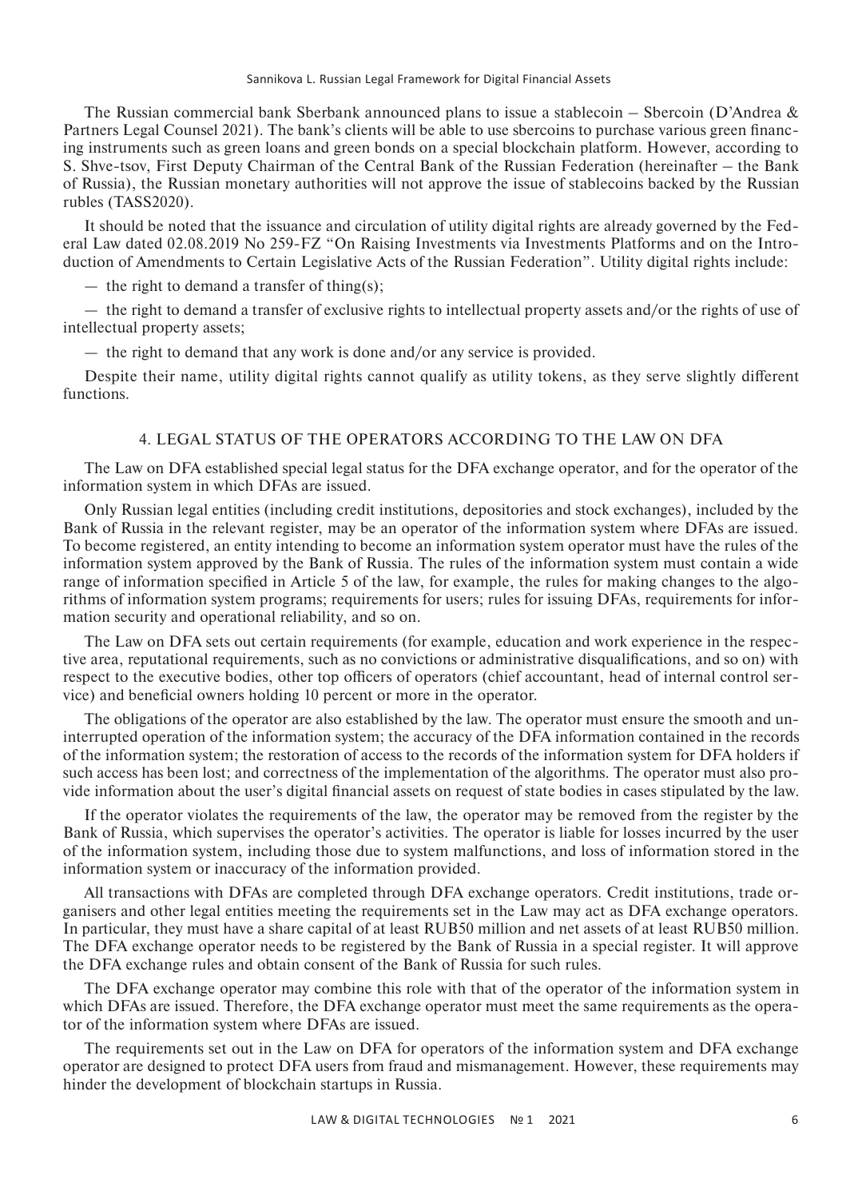The Russian commercial bank Sberbank announced plans to issue a stablecoin – Sbercoin (D'Andrea & Partners Legal Counsel 2021). The bank's clients will be able to use sbercoins to purchase various green financing instruments such as green loans and green bonds on a special blockchain platform. However, according to S. Shve-tsov, First Deputy Chairman of the Central Bank of the Russian Federation (hereinafter – the Bank of Russia), the Russian monetary authorities will not approve the issue of stablecoins backed by the Russian rubles (TASS2020).

It should be noted that the issuance and circulation of utility digital rights are already governed by the Federal Law dated 02.08.2019 No 259-FZ "On Raising Investments via Investments Platforms and on the Introduction of Amendments to Certain Legislative Acts of the Russian Federation". Utility digital rights include:

— the right to demand a transfer of thing(s);

— the right to demand a transfer of exclusive rights to intellectual property assets and/or the rights of use of intellectual property assets;

— the right to demand that any work is done and/or any service is provided.

Despite their name, utility digital rights cannot qualify as utility tokens, as they serve slightly different functions.

## 4. LEGAL STATUS OF THE OPERATORS ACCORDING TO THE LAW ON DFA

The Law on DFA established special legal status for the DFA exchange operator, and for the operator of the information system in which DFAs are issued.

Only Russian legal entities (including credit institutions, depositories and stock exchanges), included by the Bank of Russia in the relevant register, may be an operator of the information system where DFAs are issued. To become registered, an entity intending to become an information system operator must have the rules of the information system approved by the Bank of Russia. The rules of the information system must contain a wide range of information specified in Article 5 of the law, for example, the rules for making changes to the algorithms of information system programs; requirements for users; rules for issuing DFAs, requirements for information security and operational reliability, and so on.

The Law on DFA sets out certain requirements (for example, education and work experience in the respective area, reputational requirements, such as no convictions or administrative disqualifications, and so on) with respect to the executive bodies, other top officers of operators (chief accountant, head of internal control service) and beneficial owners holding 10 percent or more in the operator.

The obligations of the operator are also established by the law. The operator must ensure the smooth and uninterrupted operation of the information system; the accuracy of the DFA information contained in the records of the information system; the restoration of access to the records of the information system for DFA holders if such access has been lost; and correctness of the implementation of the algorithms. The operator must also provide information about the user's digital financial assets on request of state bodies in cases stipulated by the law.

If the operator violates the requirements of the law, the operator may be removed from the register by the Bank of Russia, which supervises the operator's activities. The operator is liable for losses incurred by the user of the information system, including those due to system malfunctions, and loss of information stored in the information system or inaccuracy of the information provided.

All transactions with DFAs are completed through DFA exchange operators. Credit institutions, trade organisers and other legal entities meeting the requirements set in the Law may act as DFA exchange operators. In particular, they must have a share capital of at least RUB50 million and net assets of at least RUB50 million. The DFA exchange operator needs to be registered by the Bank of Russia in a special register. It will approve the DFA exchange rules and obtain consent of the Bank of Russia for such rules.

The DFA exchange operator may combine this role with that of the operator of the information system in which DFAs are issued. Therefore, the DFA exchange operator must meet the same requirements as the operator of the information system where DFAs are issued.

The requirements set out in the Law on DFA for operators of the information system and DFA exchange operator are designed to protect DFA users from fraud and mismanagement. However, these requirements may hinder the development of blockchain startups in Russia.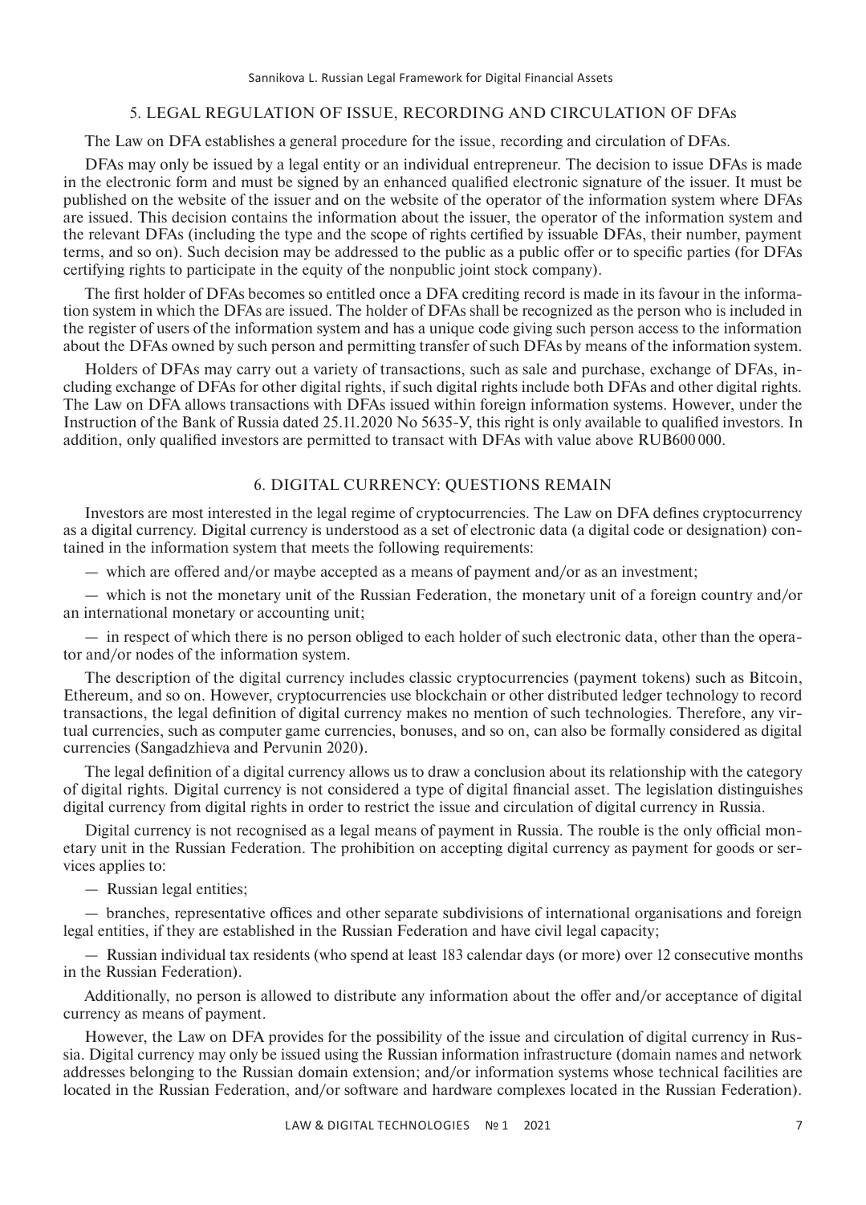## 5. LEGAL REGULATION OF ISSUE, RECORDING AND CIRCULATION OF DFAs

The Law on DFA establishes a general procedure for the issue, recording and circulation of DFAs.

DFAs may only be issued by a legal entity or an individual entrepreneur. The decision to issue DFAs is made in the electronic form and must be signed by an enhanced qualified electronic signature of the issuer. It must be published on the website of the issuer and on the website of the operator of the information system where DFAs are issued. This decision contains the information about the issuer, the operator of the information system and the relevant DFAs (including the type and the scope of rights certified by issuable DFAs, their number, payment terms, and so on). Such decision may be addressed to the public as a public offer or to specific parties (for DFAs certifying rights to participate in the equity of the nonpublic joint stock company).

The first holder of DFAs becomes so entitled once a DFA crediting record is made in its favour in the information system in which the DFAs are issued. The holder of DFAs shall be recognized as the person who is included in the register of users of the information system and has a unique code giving such person access to the information about the DFAs owned by such person and permitting transfer of such DFAs by means of the information system.

Holders of DFAs may carry out a variety of transactions, such as sale and purchase, exchange of DFAs, including exchange of DFAs for other digital rights, if such digital rights include both DFAs and other digital rights. The Law on DFA allows transactions with DFAs issued within foreign information systems. However, under the Instruction of the Bank of Russia dated 25.11.2020 No 5635-У, this right is only available to qualified investors. In addition, only qualified investors are permitted to transact with DFAs with value above RUB600 000.

## 6. DIGITAL CURRENCY: QUESTIONS REMAIN

Investors are most interested in the legal regime of cryptocurrencies. The Law on DFA defines cryptocurrency as a digital currency. Digital currency is understood as a set of electronic data (a digital code or designation) contained in the information system that meets the following requirements:

— which are offered and/or maybe accepted as a means of payment and/or as an investment;

— which is not the monetary unit of the Russian Federation, the monetary unit of a foreign country and/or an international monetary or accounting unit;

— in respect of which there is no person obliged to each holder of such electronic data, other than the operator and/or nodes of the information system.

The description of the digital currency includes classic cryptocurrencies (payment tokens) such as Bitcoin, Ethereum, and so on. However, cryptocurrencies use blockchain or other distributed ledger technology to record transactions, the legal definition of digital currency makes no mention of such technologies. Therefore, any virtual currencies, such as computer game currencies, bonuses, and so on, can also be formally considered as digital currencies (Sangadzhieva and Pervunin 2020).

The legal definition of a digital currency allows us to draw a conclusion about its relationship with the category of digital rights. Digital currency is not considered a type of digital financial asset. The legislation distinguishes digital currency from digital rights in order to restrict the issue and circulation of digital currency in Russia.

Digital currency is not recognised as a legal means of payment in Russia. The rouble is the only official monetary unit in the Russian Federation. The prohibition on accepting digital currency as payment for goods or services applies to:

— Russian legal entities;

— branches, representative offices and other separate subdivisions of international organisations and foreign legal entities, if they are established in the Russian Federation and have civil legal capacity;

— Russian individual tax residents (who spend at least 183 calendar days (or more) over 12 consecutive months in the Russian Federation).

Additionally, no person is allowed to distribute any information about the offer and/or acceptance of digital currency as means of payment.

However, the Law on DFA provides for the possibility of the issue and circulation of digital currency in Russia. Digital currency may only be issued using the Russian information infrastructure (domain names and network addresses belonging to the Russian domain extension; and/or information systems whose technical facilities are located in the Russian Federation, and/or software and hardware complexes located in the Russian Federation).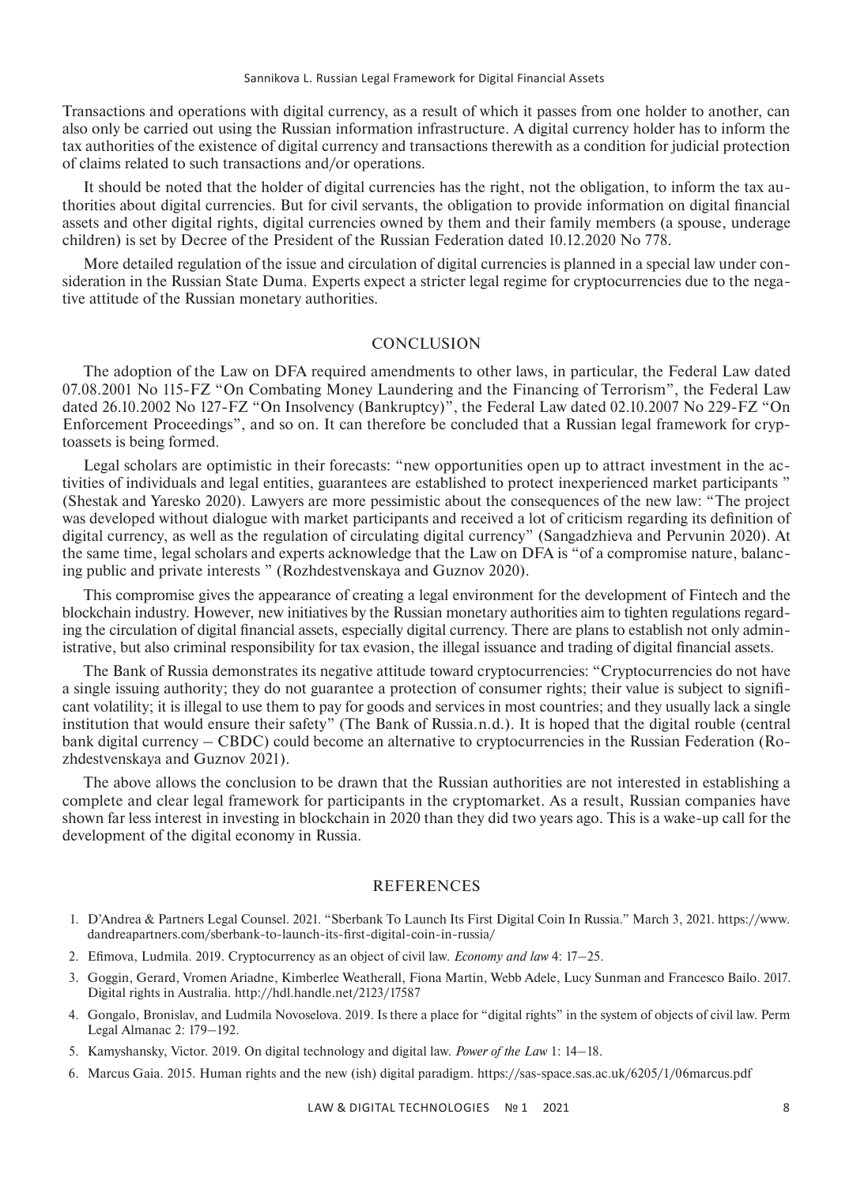Transactions and operations with digital currency, as a result of which it passes from one holder to another, can also only be carried out using the Russian information infrastructure. A digital currency holder has to inform the tax authorities of the existence of digital currency and transactions therewith as a condition for judicial protection of claims related to such transactions and/or operations.

It should be noted that the holder of digital currencies has the right, not the obligation, to inform the tax authorities about digital currencies. But for civil servants, the obligation to provide information on digital financial assets and other digital rights, digital currencies owned by them and their family members (a spouse, underage children) is set by Decree of the President of the Russian Federation dated 10.12.2020 No 778.

More detailed regulation of the issue and circulation of digital currencies is planned in a special law under consideration in the Russian State Duma. Experts expect a stricter legal regime for cryptocurrencies due to the negative attitude of the Russian monetary authorities.

## CONCLUSION

The adoption of the Law on DFA required amendments to other laws, in particular, the Federal Law dated 07.08.2001 No 115-FZ "On Combating Money Laundering and the Financing of Terrorism", the Federal Law dated 26.10.2002 No 127-FZ "On Insolvency (Bankruptcy)", the Federal Law dated 02.10.2007 No 229-FZ "On Enforcement Proceedings", and so on. It can therefore be concluded that a Russian legal framework for cryptoassets is being formed.

Legal scholars are optimistic in their forecasts: "new opportunities open up to attract investment in the activities of individuals and legal entities, guarantees are established to protect inexperienced market participants " (Shestak and Yaresko 2020). Lawyers are more pessimistic about the consequences of the new law: "The project was developed without dialogue with market participants and received a lot of criticism regarding its definition of digital currency, as well as the regulation of circulating digital currency" (Sangadzhieva and Pervunin 2020). At the same time, legal scholars and experts acknowledge that the Law on DFA is "of a compromise nature, balancing public and private interests " (Rozhdestvenskaya and Guznov 2020).

This compromise gives the appearance of creating a legal environment for the development of Fintech and the blockchain industry. However, new initiatives by the Russian monetary authorities aim to tighten regulations regarding the circulation of digital financial assets, especially digital currency. There are plans to establish not only administrative, but also criminal responsibility for tax evasion, the illegal issuance and trading of digital financial assets.

The Bank of Russia demonstrates its negative attitude toward cryptocurrencies: "Cryptocurrencies do not have a single issuing authority; they do not guarantee a protection of consumer rights; their value is subject to significant volatility; it is illegal to use them to pay for goods and services in most countries; and they usually lack a single institution that would ensure their safety" (The Bank of Russia.n.d.). It is hoped that the digital rouble (central bank digital currency – CBDC) could become an alternative to cryptocurrencies in the Russian Federation (Rozhdestvenskaya and Guznov 2021).

The above allows the conclusion to be drawn that the Russian authorities are not interested in establishing a complete and clear legal framework for participants in the cryptomarket. As a result, Russian companies have shown far less interest in investing in blockchain in 2020 than they did two years ago. This is a wake-up call for the development of the digital economy in Russia.

## REFERENCES

1. D'Andrea & Partners Legal Counsel. 2021. "Sberbank To Launch Its First Digital Coin In Russia." March 3, 2021. https://www.dandreapartners.com/sberbank-to-launch-its-first-digital-coin-in-russia/
2. Efimova, Ludmila. 2019. Cryptocurrency as an object of civil law. *Economy and law* 4: 17–25.
3. Goggin, Gerard, Vromen Ariadne, Kimberlee Weatherall, Fiona Martin, Webb Adele, Lucy Sunman and Francesco Bailo. 2017. Digital rights in Australia. http://hdl.handle.net/2123/17587
4. Gongalo, Bronislav, and Ludmila Novoselova. 2019. Is there a place for "digital rights" in the system of objects of civil law. Perm Legal Almanac 2: 179–192.
5. Kamyshansky, Victor. 2019. On digital technology and digital law. *Power of the Law* 1: 14–18.
6. Marcus Gaia. 2015. Human rights and the new (ish) digital paradigm. https://sas-space.sas.ac.uk/6205/1/06marcus.pdf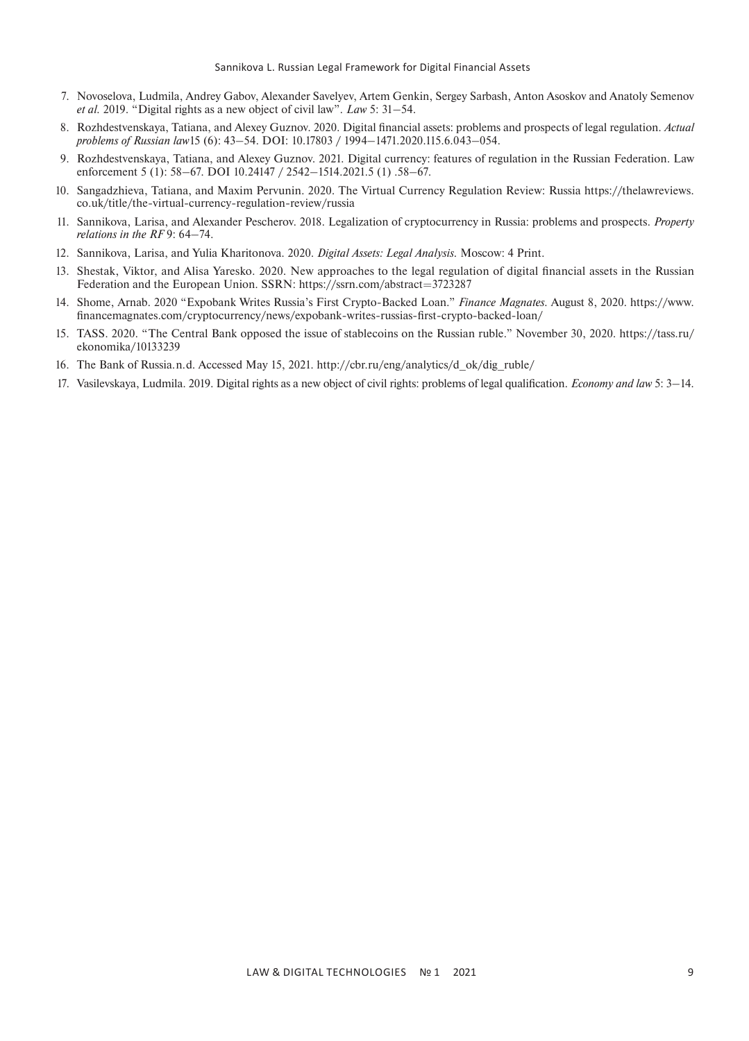7. Novoselova, Ludmila, Andrey Gabov, Alexander Savelyev, Artem Genkin, Sergey Sarbash, Anton Asoskov and Anatoly Semenov *et al.* 2019. "Digital rights as a new object of civil law". *Law* 5: 31–54.
8. Rozhdestvenskaya, Tatiana, and Alexey Guznov. 2020. Digital financial assets: problems and prospects of legal regulation. *Actual problems of Russian law*15 (6): 43–54. DOI: 10.17803 / 1994–1471.2020.115.6.043–054.
9. Rozhdestvenskaya, Tatiana, and Alexey Guznov. 2021. Digital currency: features of regulation in the Russian Federation. Law enforcement 5 (1): 58–67. DOI 10.24147 / 2542–1514.2021.5 (1) .58–67.
10. Sangadzhieva, Tatiana, and Maxim Pervunin. 2020. The Virtual Currency Regulation Review: Russia https://thelawreviews.co.uk/title/the-virtual-currency-regulation-review/russia
11. Sannikova, Larisa, and Alexander Pescherov. 2018. Legalization of cryptocurrency in Russia: problems and prospects. *Property relations in the RF* 9: 64–74.
12. Sannikova, Larisa, and Yulia Kharitonova. 2020. *Digital Assets: Legal Analysis.* Moscow: 4 Print.
13. Shestak, Viktor, and Alisa Yaresko. 2020. New approaches to the legal regulation of digital financial assets in the Russian Federation and the European Union. SSRN: https://ssrn.com/abstract=3723287
14. Shome, Arnab. 2020 "Expobank Writes Russia's First Crypto-Backed Loan." *Finance Magnates*. August 8, 2020. https://www.financemagnates.com/cryptocurrency/news/expobank-writes-russias-first-crypto-backed-loan/
15. TASS. 2020. "The Central Bank opposed the issue of stablecoins on the Russian ruble." November 30, 2020. https://tass.ru/ekonomika/10133239
16. The Bank of Russia.n.d. Accessed May 15, 2021. http://cbr.ru/eng/analytics/d_ok/dig_ruble/
17. Vasilevskaya, Ludmila. 2019. Digital rights as a new object of civil rights: problems of legal qualification. *Economy and law* 5: 3–14.